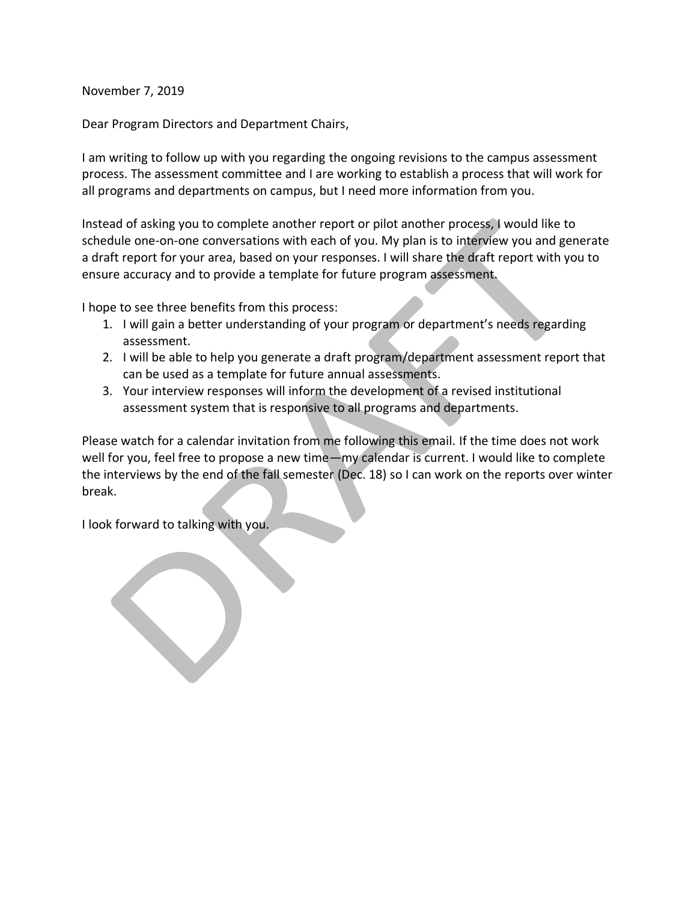November 7, 2019

Dear Program Directors and Department Chairs,

I am writing to follow up with you regarding the ongoing revisions to the campus assessment process. The assessment committee and I are working to establish a process that will work for all programs and departments on campus, but I need more information from you.

Instead of asking you to complete another report or pilot another process, I would like to schedule one-on-one conversations with each of you. My plan is to interview you and generate a draft report for your area, based on your responses. I will share the draft report with you to ensure accuracy and to provide a template for future program assessment.

I hope to see three benefits from this process:

1. I will gain a better understanding of your program or department's needs regarding assessment.
2. I will be able to help you generate a draft program/department assessment report that can be used as a template for future annual assessments.
3. Your interview responses will inform the development of a revised institutional assessment system that is responsive to all programs and departments.

Please watch for a calendar invitation from me following this email. If the time does not work well for you, feel free to propose a new time—my calendar is current. I would like to complete the interviews by the end of the fall semester (Dec. 18) so I can work on the reports over winter break.

I look forward to talking with you.

DRAFT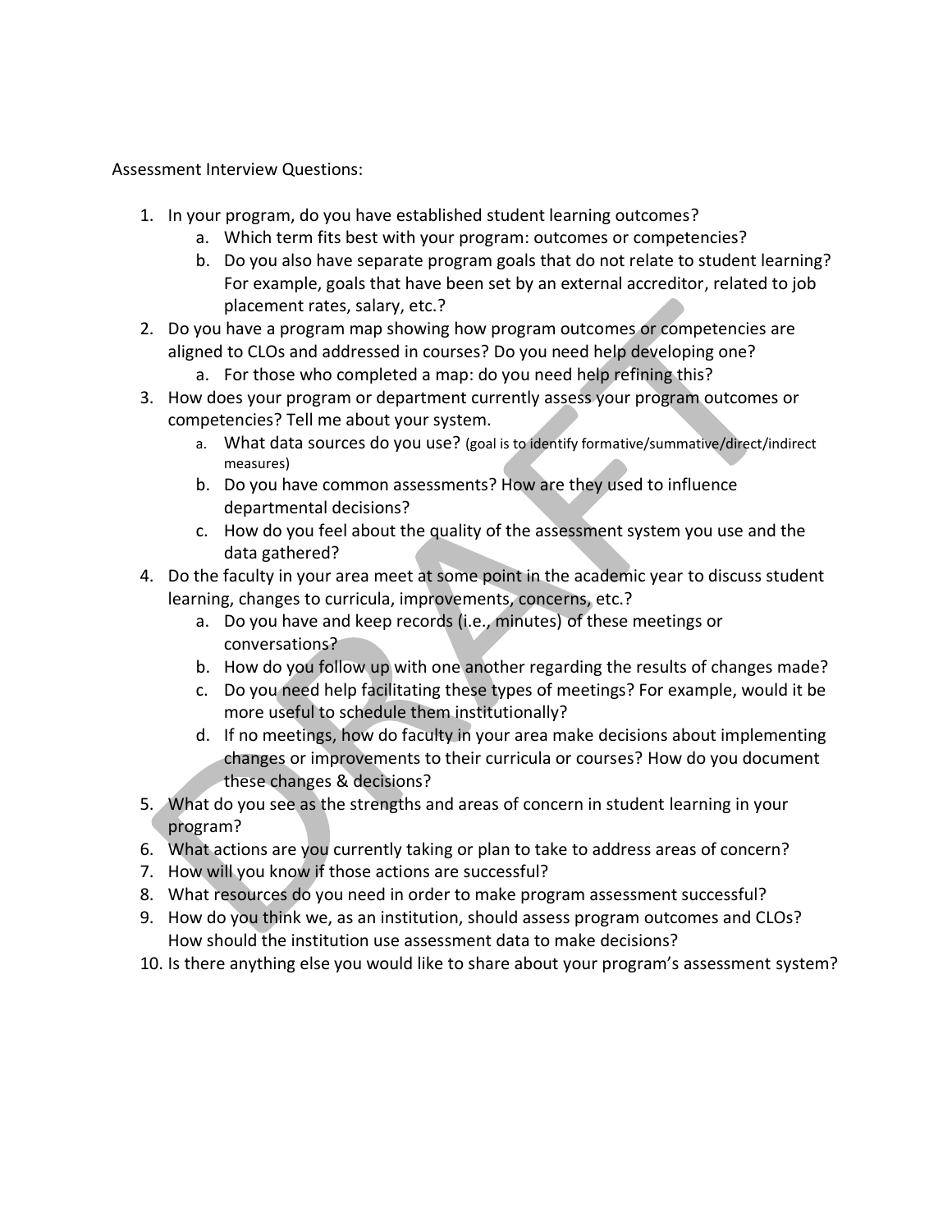Assessment Interview Questions:

1. In your program, do you have established student learning outcomes?
   a. Which term fits best with your program: outcomes or competencies?
   b. Do you also have separate program goals that do not relate to student learning? For example, goals that have been set by an external accreditor, related to job placement rates, salary, etc.?
2. Do you have a program map showing how program outcomes or competencies are aligned to CLOs and addressed in courses? Do you need help developing one?
   a. For those who completed a map: do you need help refining this?
3. How does your program or department currently assess your program outcomes or competencies? Tell me about your system.
   a. What data sources do you use? (goal is to identify formative/summative/direct/indirect measures)
   b. Do you have common assessments? How are they used to influence departmental decisions?
   c. How do you feel about the quality of the assessment system you use and the data gathered?
4. Do the faculty in your area meet at some point in the academic year to discuss student learning, changes to curricula, improvements, concerns, etc.?
   a. Do you have and keep records (i.e., minutes) of these meetings or conversations?
   b. How do you follow up with one another regarding the results of changes made?
   c. Do you need help facilitating these types of meetings? For example, would it be more useful to schedule them institutionally?
   d. If no meetings, how do faculty in your area make decisions about implementing changes or improvements to their curricula or courses? How do you document these changes & decisions?
5. What do you see as the strengths and areas of concern in student learning in your program?
6. What actions are you currently taking or plan to take to address areas of concern?
7. How will you know if those actions are successful?
8. What resources do you need in order to make program assessment successful?
9. How do you think we, as an institution, should assess program outcomes and CLOs? How should the institution use assessment data to make decisions?
10. Is there anything else you would like to share about your program's assessment system?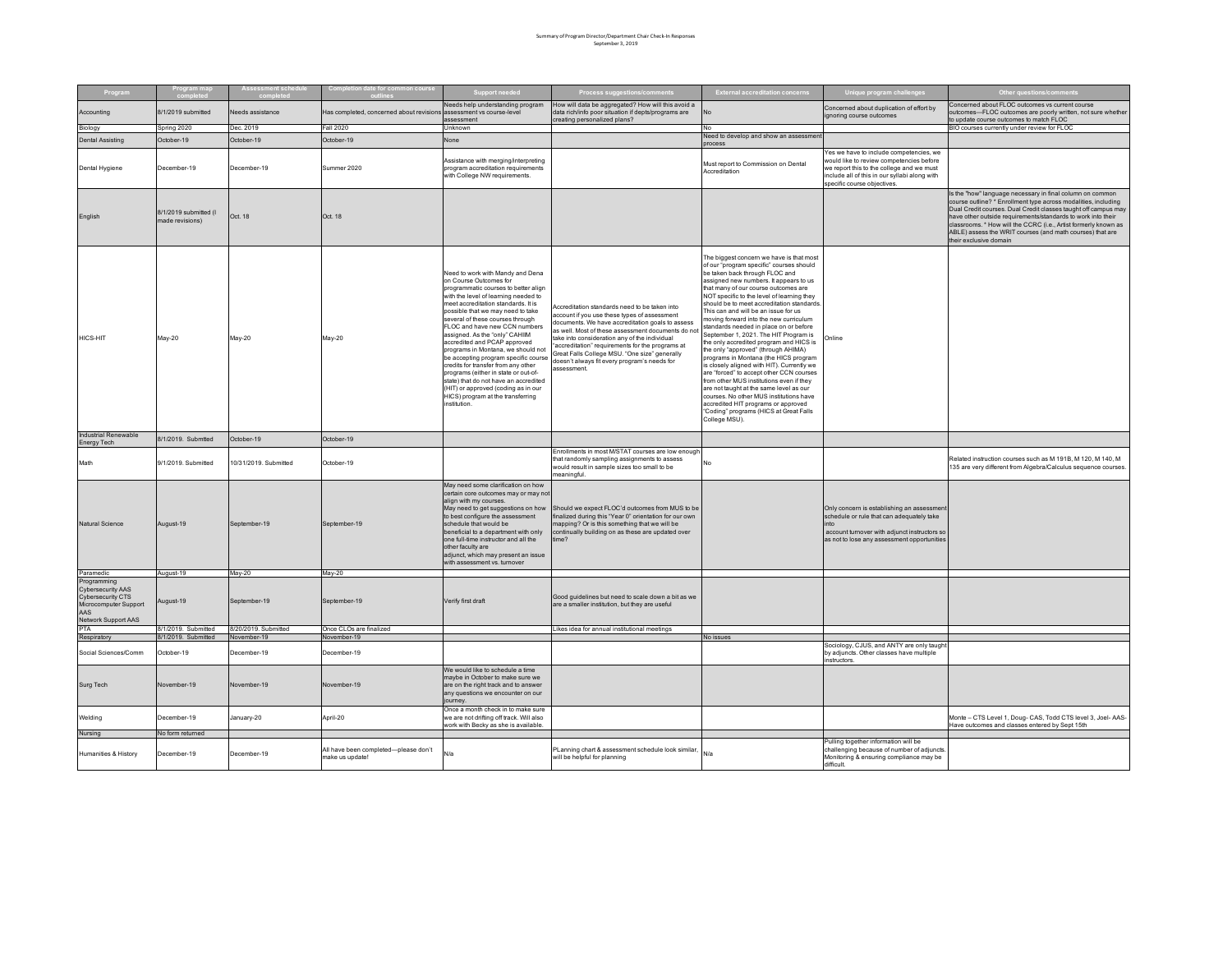Summary of Program Director/Department Chair Check-In Responses
September 3, 2019

| Program | Program map completed | Assessment schedule completed | Completion date for common course outlines | Support needed | Process suggestions/comments | External accreditation concerns | Unique program challenges | Other questions/comments |
|---|---|---|---|---|---|---|---|---|
| Accounting | 8/1/2019 submitted | Needs assistance | Has completed, concerned about revisions | Needs help understanding program assessment vs course-level assessment | How will data be aggregated? How will this avoid a data rich/info poor situation if depts/programs are creating personalized plans? | No | Concerned about duplication of effort by ignoring course outcomes | Concerned about FLOC outcomes vs current course outcomes—FLOC outcomes are poorly written, not sure whether to update course outcomes to match FLOC |
| Biology | Spring 2020 | Dec. 2019 | Fall 2020 | Unknown | | No | | BIO courses currently under review for FLOC |
| Dental Assisting | October-19 | October-19 | October-19 | None | | Need to develop and show an assessment process | | |
| Dental Hygiene | December-19 | December-19 | Summer 2020 | Assistance with merging/interpreting program accreditation requirements with College NW requirements. | | Must report to Commission on Dental Accreditation | Yes we have to include competencies, we would like to review competencies before we report this to the college and we must include all of this in our syllabi along with specific course objectives. | |
| English | 8/1/2019 submitted (I made revisions) | Oct. 18 | Oct. 18 | | | | | Is the "how" language necessary in final column on common course outline? * Enrollment type across modalities, including Dual Credit courses. Dual Credit classes taught off campus may have other outside requirements/standards to work into their classrooms. * How will the CCRC (i.e., Artist formerly known as ABLE) assess the WRIT courses (and math courses) that are their exclusive domain |
| HICS-HIT | May-20 | May-20 | May-20 | Need to work with Mandy and Dena on Course Outcomes for programmatic courses to better align with the level of learning needed to meet accreditation standards. It is possible that we may need to take several of these courses through FLOC and have new CCN numbers assigned. As the "only" CAHIIM accredited and PCAP approved programs in Montana, we should not be accepting program specific course credits for transfer from any other programs (either in state or out-of-state) that do not have an accredited (HIT) or approved (coding as in our HICS) program at the transferring institution. | Accreditation standards need to be taken into account if you use these types of assessment documents. We have accreditation goals to assess as well. Most of these assessment documents do not take into consideration any of the individual "accreditation" requirements for the programs at Great Falls College MSU. "One size" generally doesn't always fit every program's needs for assessment. | The biggest concern we have is that most of our "program specific" courses should be taken back through FLOC and assigned new numbers. It appears to us that many of our course outcomes are NOT specific to the level of learning they should be to meet accreditation standards. This can and will be an issue for us moving forward into the new curriculum standards needed in place on or before September 1, 2021. The HIT Program is the only accredited program and HICS is the only "approved" (through AHIMA) programs in Montana (the HICS program is closely aligned with HIT). Currently we are "forced" to accept other CCN courses from other MUS institutions even if they are not taught at the same level as our courses. No other MUS institutions have accredited HIT programs or approved "Coding" programs (HICS at Great Falls College MSU). | Online | |
| Industrial Renewable Energy Tech | 8/1/2019. Submitted | October-19 | October-19 | | | | | |
| Math | 9/1/2019. Submitted | 10/31/2019. Submitted | October-19 | | Enrollments in most M/STAT courses are low enough that randomly sampling assignments to assess would result in sample sizes too small to be meaningful. | No | | Related instruction courses such as M 191B, M 120, M 140, M 135 are very different from Algebra/Calculus sequence courses. |
| Natural Science | August-19 | September-19 | September-19 | May need some clarification on how certain core outcomes may or may not align with my courses. May need to get suggestions on how to best configure the assessment schedule that would be beneficial to a department with only one full-time instructor and all the other faculty are adjunct, which may present an issue with assessment vs. turnover | Should we expect FLOC'd outcomes from MUS to be finalized during this "Year 0" orientation for our own mapping? Or is this something that we will be continually building on as these are updated over time? | | Only concern is establishing an assessment schedule or rule that can adequately take into account turnover with adjunct instructors so as not to lose any assessment opportunities | |
| Paramedic | August-19 | May-20 | May-20 | | | | | |
| Programming Cybersecurity AAS Cybersecurity CTS Microcomputer Support AAS Network Support AAS | August-19 | September-19 | September-19 | Verify first draft | Good guidelines but need to scale down a bit as we are a smaller institution, but they are useful | | | |
| PTA | 8/1/2019. Submitted | 8/20/2019. Submitted | Once CLOs are finalized | | Likes idea for annual institutional meetings | | | |
| Respiratory | 8/1/2019. Submitted | November-19 | November-19 | | | No issues | | |
| Social Sciences/Comm | October-19 | December-19 | December-19 | | | | Sociology, CJUS, and ANTY are only taught by adjuncts. Other classes have multiple instructors. | |
| Surg Tech | November-19 | November-19 | November-19 | We would like to schedule a time maybe in October to make sure we are on the right track and to answer any questions we encounter on our journey. | | | | |
| Welding | December-19 | January-20 | April-20 | Once a month check in to make sure we are not drifting off track. Will also work with Becky as she is available. | | | | Monte – CTS Level 1, Doug- CAS, Todd CTS level 3, Joel- AAS- Have outcomes and classes entered by Sept 15th |
| Nursing | No form returned | | | | | | | |
| Humanities & History | December-19 | December-19 | All have been completed—please don't make us update! | N/a | PLanning chart & assessment schedule look similar, will be helpful for planning | N/a | Pulling together information will be challenging because of number of adjuncts. Monitoring & ensuring compliance may be difficult. | |